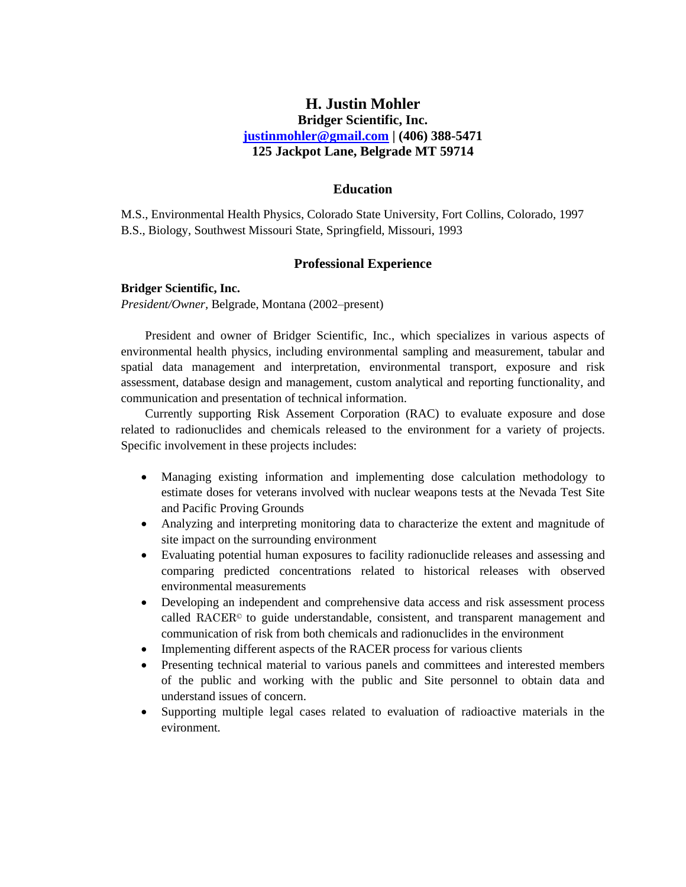# H. Justin Mohler

**Bridger Scientific, Inc.**

**[justinmohler@gmail.com](mailto:justinmohler@gmail.com) | (406) 388-5471**

**125 Jackpot Lane, Belgrade MT 59714**

## Education

M.S., Environmental Health Physics, Colorado State University, Fort Collins, Colorado, 1997
B.S., Biology, Southwest Missouri State, Springfield, Missouri, 1993

## Professional Experience

**Bridger Scientific, Inc.**
*President/Owner*, Belgrade, Montana (2002–present)

President and owner of Bridger Scientific, Inc., which specializes in various aspects of environmental health physics, including environmental sampling and measurement, tabular and spatial data management and interpretation, environmental transport, exposure and risk assessment, database design and management, custom analytical and reporting functionality, and communication and presentation of technical information.

Currently supporting Risk Assement Corporation (RAC) to evaluate exposure and dose related to radionuclides and chemicals released to the environment for a variety of projects. Specific involvement in these projects includes:

- Managing existing information and implementing dose calculation methodology to estimate doses for veterans involved with nuclear weapons tests at the Nevada Test Site and Pacific Proving Grounds
- Analyzing and interpreting monitoring data to characterize the extent and magnitude of site impact on the surrounding environment
- Evaluating potential human exposures to facility radionuclide releases and assessing and comparing predicted concentrations related to historical releases with observed environmental measurements
- Developing an independent and comprehensive data access and risk assessment process called RACER© to guide understandable, consistent, and transparent management and communication of risk from both chemicals and radionuclides in the environment
- Implementing different aspects of the RACER process for various clients
- Presenting technical material to various panels and committees and interested members of the public and working with the public and Site personnel to obtain data and understand issues of concern.
- Supporting multiple legal cases related to evaluation of radioactive materials in the evironment.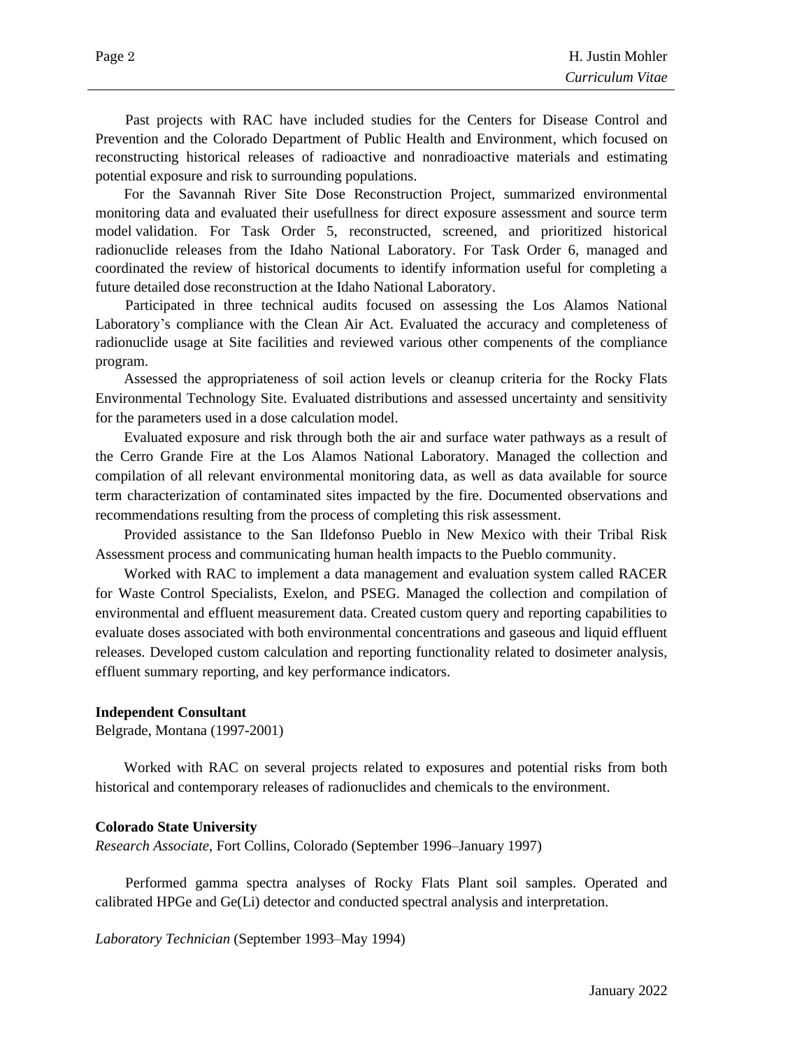Past projects with RAC have included studies for the Centers for Disease Control and Prevention and the Colorado Department of Public Health and Environment, which focused on reconstructing historical releases of radioactive and nonradioactive materials and estimating potential exposure and risk to surrounding populations.

For the Savannah River Site Dose Reconstruction Project, summarized environmental monitoring data and evaluated their usefullness for direct exposure assessment and source term model validation. For Task Order 5, reconstructed, screened, and prioritized historical radionuclide releases from the Idaho National Laboratory. For Task Order 6, managed and coordinated the review of historical documents to identify information useful for completing a future detailed dose reconstruction at the Idaho National Laboratory.

Participated in three technical audits focused on assessing the Los Alamos National Laboratory's compliance with the Clean Air Act. Evaluated the accuracy and completeness of radionuclide usage at Site facilities and reviewed various other compenents of the compliance program.

Assessed the appropriateness of soil action levels or cleanup criteria for the Rocky Flats Environmental Technology Site. Evaluated distributions and assessed uncertainty and sensitivity for the parameters used in a dose calculation model.

Evaluated exposure and risk through both the air and surface water pathways as a result of the Cerro Grande Fire at the Los Alamos National Laboratory. Managed the collection and compilation of all relevant environmental monitoring data, as well as data available for source term characterization of contaminated sites impacted by the fire. Documented observations and recommendations resulting from the process of completing this risk assessment.

Provided assistance to the San Ildefonso Pueblo in New Mexico with their Tribal Risk Assessment process and communicating human health impacts to the Pueblo community.

Worked with RAC to implement a data management and evaluation system called RACER for Waste Control Specialists, Exelon, and PSEG. Managed the collection and compilation of environmental and effluent measurement data. Created custom query and reporting capabilities to evaluate doses associated with both environmental concentrations and gaseous and liquid effluent releases. Developed custom calculation and reporting functionality related to dosimeter analysis, effluent summary reporting, and key performance indicators.

**Independent Consultant**
Belgrade, Montana (1997-2001)

Worked with RAC on several projects related to exposures and potential risks from both historical and contemporary releases of radionuclides and chemicals to the environment.

**Colorado State University**
*Research Associate*, Fort Collins, Colorado (September 1996–January 1997)

Performed gamma spectra analyses of Rocky Flats Plant soil samples. Operated and calibrated HPGe and Ge(Li) detector and conducted spectral analysis and interpretation.

*Laboratory Technician* (September 1993–May 1994)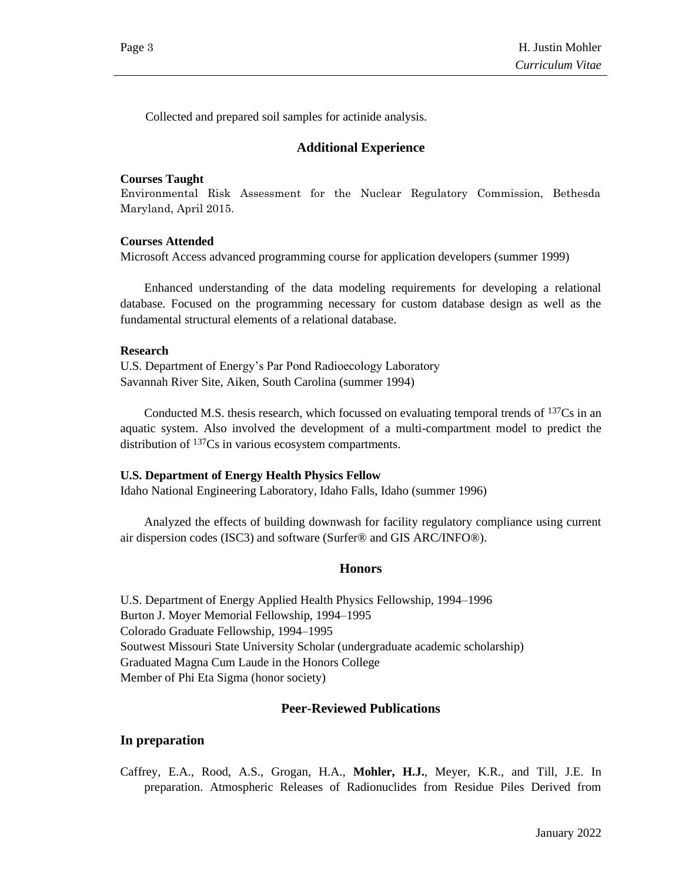Collected and prepared soil samples for actinide analysis.

## Additional Experience

**Courses Taught**

Environmental Risk Assessment for the Nuclear Regulatory Commission, Bethesda Maryland, April 2015.

**Courses Attended**

Microsoft Access advanced programming course for application developers (summer 1999)

Enhanced understanding of the data modeling requirements for developing a relational database. Focused on the programming necessary for custom database design as well as the fundamental structural elements of a relational database.

**Research**

U.S. Department of Energy's Par Pond Radioecology Laboratory
Savannah River Site, Aiken, South Carolina (summer 1994)

Conducted M.S. thesis research, which focussed on evaluating temporal trends of $^{137}$Cs in an aquatic system. Also involved the development of a multi-compartment model to predict the distribution of $^{137}$Cs in various ecosystem compartments.

**U.S. Department of Energy Health Physics Fellow**

Idaho National Engineering Laboratory, Idaho Falls, Idaho (summer 1996)

Analyzed the effects of building downwash for facility regulatory compliance using current air dispersion codes (ISC3) and software (Surfer® and GIS ARC/INFO®).

## Honors

U.S. Department of Energy Applied Health Physics Fellowship, 1994–1996
Burton J. Moyer Memorial Fellowship, 1994–1995
Colorado Graduate Fellowship, 1994–1995
Soutwest Missouri State University Scholar (undergraduate academic scholarship)
Graduated Magna Cum Laude in the Honors College
Member of Phi Eta Sigma (honor society)

## Peer-Reviewed Publications

### In preparation

Caffrey, E.A., Rood, A.S., Grogan, H.A., **Mohler, H.J.**, Meyer, K.R., and Till, J.E. In preparation. Atmospheric Releases of Radionuclides from Residue Piles Derived from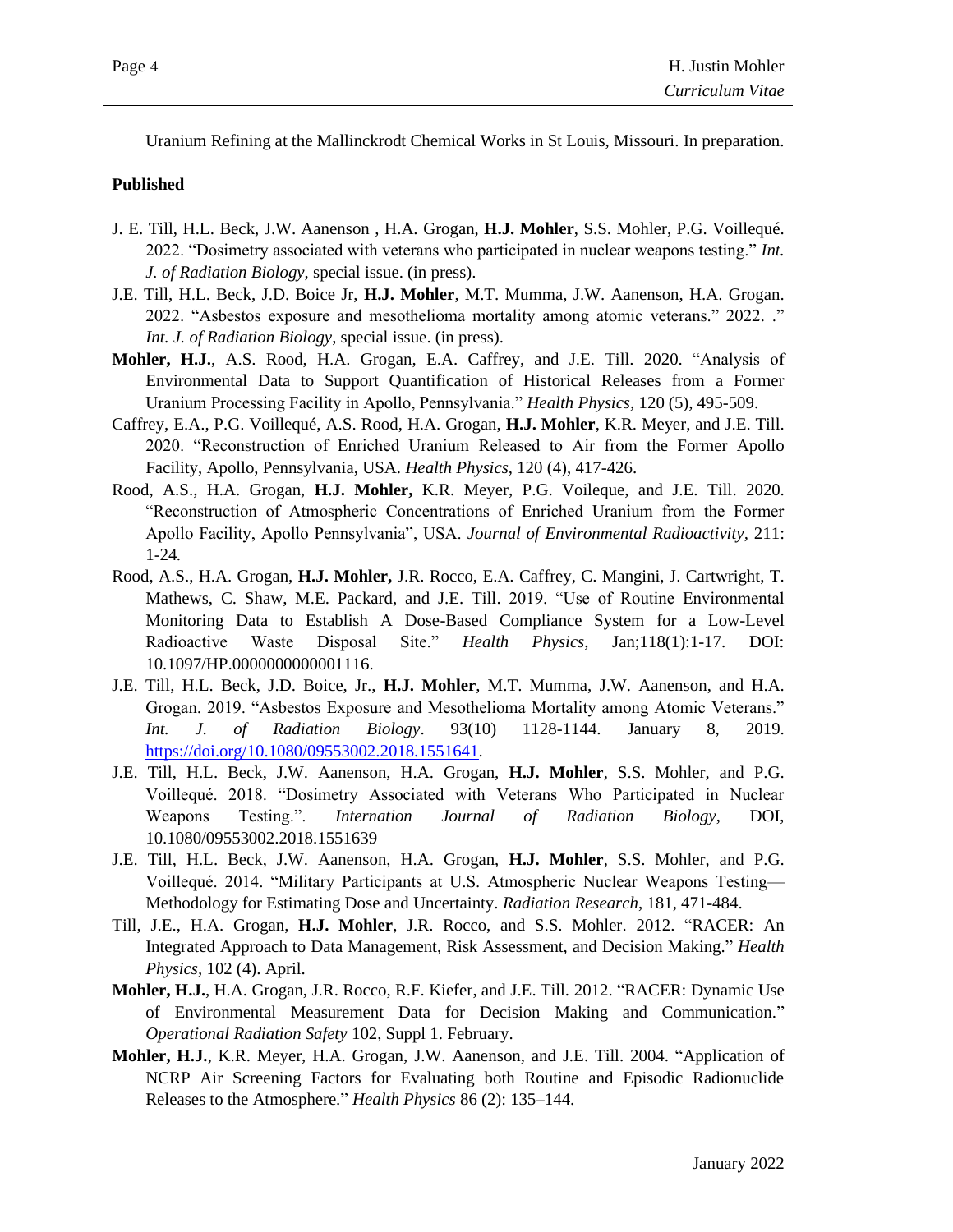Uranium Refining at the Mallinckrodt Chemical Works in St Louis, Missouri. In preparation.

**Published**

J. E. Till, H.L. Beck, J.W. Aanenson , H.A. Grogan, **H.J. Mohler**, S.S. Mohler, P.G. Voillequé. 2022. “Dosimetry associated with veterans who participated in nuclear weapons testing.” *Int. J. of Radiation Biology*, special issue. (in press).

J.E. Till, H.L. Beck, J.D. Boice Jr, **H.J. Mohler**, M.T. Mumma, J.W. Aanenson, H.A. Grogan. 2022. “Asbestos exposure and mesothelioma mortality among atomic veterans.” 2022. .” *Int. J. of Radiation Biology*, special issue. (in press).

**Mohler, H.J.**, A.S. Rood, H.A. Grogan, E.A. Caffrey, and J.E. Till. 2020. “Analysis of Environmental Data to Support Quantification of Historical Releases from a Former Uranium Processing Facility in Apollo, Pennsylvania.” *Health Physics*, 120 (5), 495-509.

Caffrey, E.A., P.G. Voillequé, A.S. Rood, H.A. Grogan, **H.J. Mohler**, K.R. Meyer, and J.E. Till. 2020. “Reconstruction of Enriched Uranium Released to Air from the Former Apollo Facility, Apollo, Pennsylvania, USA. *Health Physics*, 120 (4), 417-426.

Rood, A.S., H.A. Grogan, **H.J. Mohler,** K.R. Meyer, P.G. Voileque, and J.E. Till. 2020. “Reconstruction of Atmospheric Concentrations of Enriched Uranium from the Former Apollo Facility, Apollo Pennsylvania”, USA. *Journal of Environmental Radioactivity*, 211: 1-24*.*

Rood, A.S., H.A. Grogan, **H.J. Mohler,** J.R. Rocco, E.A. Caffrey, C. Mangini, J. Cartwright, T. Mathews, C. Shaw, M.E. Packard, and J.E. Till. 2019. “Use of Routine Environmental Monitoring Data to Establish A Dose-Based Compliance System for a Low-Level Radioactive Waste Disposal Site.” *Health Physics*, Jan;118(1):1-17. DOI: 10.1097/HP.0000000000001116.

J.E. Till, H.L. Beck, J.D. Boice, Jr., **H.J. Mohler**, M.T. Mumma, J.W. Aanenson, and H.A. Grogan. 2019. “Asbestos Exposure and Mesothelioma Mortality among Atomic Veterans.” *Int. J. of Radiation Biology*. 93(10) 1128-1144. January 8, 2019. https://doi.org/10.1080/09553002.2018.1551641.

J.E. Till, H.L. Beck, J.W. Aanenson, H.A. Grogan, **H.J. Mohler**, S.S. Mohler, and P.G. Voillequé. 2018. “Dosimetry Associated with Veterans Who Participated in Nuclear Weapons Testing.”. *Internation Journal of Radiation Biology*, DOI, 10.1080/09553002.2018.1551639

J.E. Till, H.L. Beck, J.W. Aanenson, H.A. Grogan, **H.J. Mohler**, S.S. Mohler, and P.G. Voillequé. 2014. “Military Participants at U.S. Atmospheric Nuclear Weapons Testing—Methodology for Estimating Dose and Uncertainty. *Radiation Research*, 181, 471-484.

Till, J.E., H.A. Grogan, **H.J. Mohler**, J.R. Rocco, and S.S. Mohler. 2012. “RACER: An Integrated Approach to Data Management, Risk Assessment, and Decision Making.” *Health Physics*, 102 (4). April.

**Mohler, H.J.**, H.A. Grogan, J.R. Rocco, R.F. Kiefer, and J.E. Till. 2012. “RACER: Dynamic Use of Environmental Measurement Data for Decision Making and Communication.” *Operational Radiation Safety* 102, Suppl 1. February.

**Mohler, H.J.**, K.R. Meyer, H.A. Grogan, J.W. Aanenson, and J.E. Till. 2004. “Application of NCRP Air Screening Factors for Evaluating both Routine and Episodic Radionuclide Releases to the Atmosphere.” *Health Physics* 86 (2): 135–144.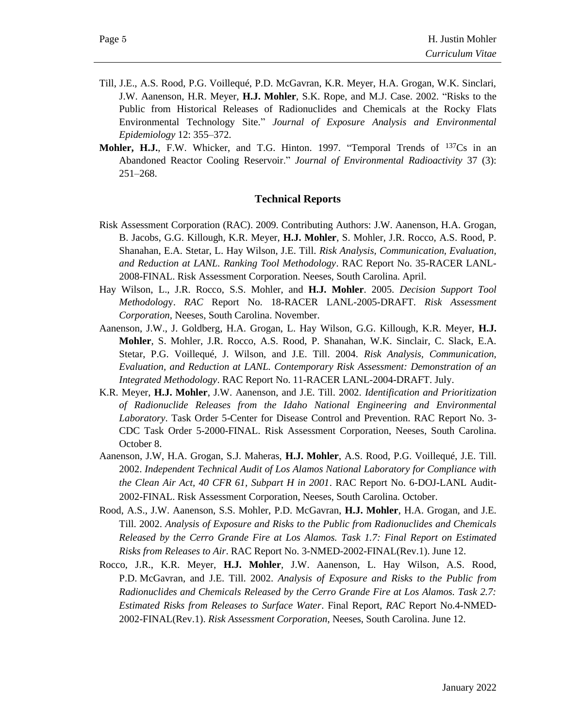Till, J.E., A.S. Rood, P.G. Voillequé, P.D. McGavran, K.R. Meyer, H.A. Grogan, W.K. Sinclari, J.W. Aanenson, H.R. Meyer, **H.J. Mohler**, S.K. Rope, and M.J. Case. 2002. "Risks to the Public from Historical Releases of Radionuclides and Chemicals at the Rocky Flats Environmental Technology Site." *Journal of Exposure Analysis and Environmental Epidemiology* 12: 355–372.

**Mohler, H.J.**, F.W. Whicker, and T.G. Hinton. 1997. "Temporal Trends of $^{137}Cs$ in an Abandoned Reactor Cooling Reservoir." *Journal of Environmental Radioactivity* 37 (3): 251–268.

## Technical Reports

Risk Assessment Corporation (RAC). 2009. Contributing Authors: J.W. Aanenson, H.A. Grogan, B. Jacobs, G.G. Killough, K.R. Meyer, **H.J. Mohler**, S. Mohler, J.R. Rocco, A.S. Rood, P. Shanahan, E.A. Stetar, L. Hay Wilson, J.E. Till. *Risk Analysis, Communication, Evaluation, and Reduction at LANL. Ranking Tool Methodology*. RAC Report No. 35-RACER LANL-2008-FINAL. Risk Assessment Corporation. Neeses, South Carolina. April.

Hay Wilson, L., J.R. Rocco, S.S. Mohler, and **H.J. Mohler**. 2005. *Decision Support Tool Methodolog*y. *RAC* Report No. 18-RACER LANL-2005-DRAFT. *Risk Assessment Corporation*, Neeses, South Carolina. November.

Aanenson, J.W., J. Goldberg, H.A. Grogan, L. Hay Wilson, G.G. Killough, K.R. Meyer, **H.J. Mohler**, S. Mohler, J.R. Rocco, A.S. Rood, P. Shanahan, W.K. Sinclair, C. Slack, E.A. Stetar, P.G. Voillequé, J. Wilson, and J.E. Till. 2004. *Risk Analysis, Communication, Evaluation, and Reduction at LANL. Contemporary Risk Assessment: Demonstration of an Integrated Methodology*. RAC Report No. 11-RACER LANL-2004-DRAFT. July.

K.R. Meyer, **H.J. Mohler**, J.W. Aanenson, and J.E. Till. 2002. *Identification and Prioritization of Radionuclide Releases from the Idaho National Engineering and Environmental Laboratory*. Task Order 5-Center for Disease Control and Prevention. RAC Report No. 3-CDC Task Order 5-2000-FINAL. Risk Assessment Corporation, Neeses, South Carolina. October 8.

Aanenson, J.W, H.A. Grogan, S.J. Maheras, **H.J. Mohler**, A.S. Rood, P.G. Voillequé, J.E. Till. 2002. *Independent Technical Audit of Los Alamos National Laboratory for Compliance with the Clean Air Act, 40 CFR 61, Subpart H in 2001*. RAC Report No. 6-DOJ-LANL Audit-2002-FINAL. Risk Assessment Corporation, Neeses, South Carolina. October.

Rood, A.S., J.W. Aanenson, S.S. Mohler, P.D. McGavran, **H.J. Mohler**, H.A. Grogan, and J.E. Till. 2002. *Analysis of Exposure and Risks to the Public from Radionuclides and Chemicals Released by the Cerro Grande Fire at Los Alamos. Task 1.7: Final Report on Estimated Risks from Releases to Air*. RAC Report No. 3-NMED-2002-FINAL(Rev.1). June 12.

Rocco, J.R., K.R. Meyer, **H.J. Mohler**, J.W. Aanenson, L. Hay Wilson, A.S. Rood, P.D. McGavran, and J.E. Till. 2002. *Analysis of Exposure and Risks to the Public from Radionuclides and Chemicals Released by the Cerro Grande Fire at Los Alamos. Task 2.7: Estimated Risks from Releases to Surface Water*. Final Report, *RAC* Report No.4-NMED-2002-FINAL(Rev.1). *Risk Assessment Corporation*, Neeses, South Carolina. June 12.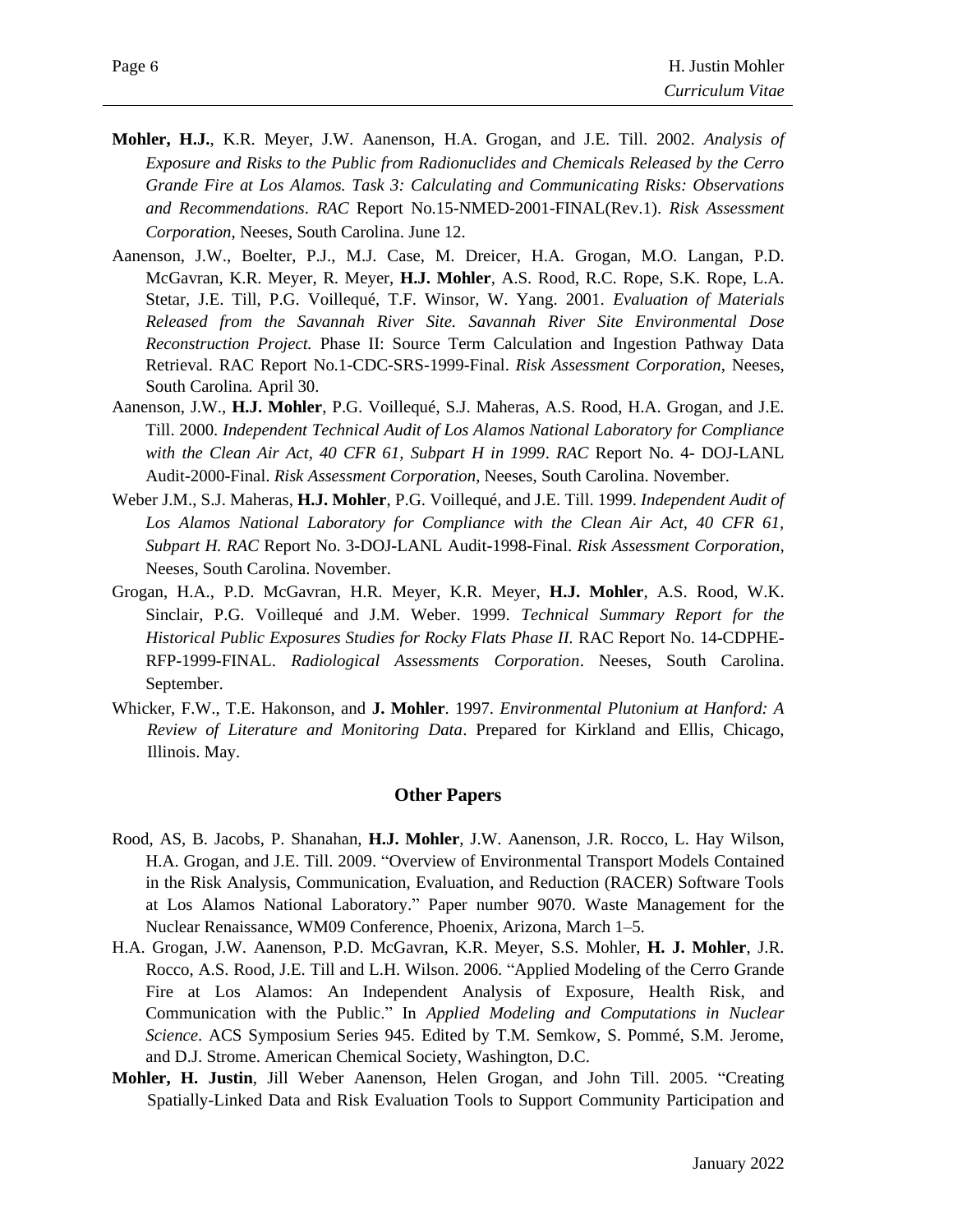**Mohler, H.J.**, K.R. Meyer, J.W. Aanenson, H.A. Grogan, and J.E. Till. 2002. *Analysis of Exposure and Risks to the Public from Radionuclides and Chemicals Released by the Cerro Grande Fire at Los Alamos. Task 3: Calculating and Communicating Risks: Observations and Recommendations*. *RAC* Report No.15-NMED-2001-FINAL(Rev.1). *Risk Assessment Corporation*, Neeses, South Carolina. June 12.

Aanenson, J.W., Boelter, P.J., M.J. Case, M. Dreicer, H.A. Grogan, M.O. Langan, P.D. McGavran, K.R. Meyer, R. Meyer, **H.J. Mohler**, A.S. Rood, R.C. Rope, S.K. Rope, L.A. Stetar, J.E. Till, P.G. Voillequé, T.F. Winsor, W. Yang. 2001. *Evaluation of Materials Released from the Savannah River Site. Savannah River Site Environmental Dose Reconstruction Project.* Phase II: Source Term Calculation and Ingestion Pathway Data Retrieval. RAC Report No.1-CDC-SRS-1999-Final. *Risk Assessment Corporation*, Neeses, South Carolina*.* April 30.

Aanenson, J.W., **H.J. Mohler**, P.G. Voillequé, S.J. Maheras, A.S. Rood, H.A. Grogan, and J.E. Till. 2000. *Independent Technical Audit of Los Alamos National Laboratory for Compliance with the Clean Air Act, 40 CFR 61, Subpart H in 1999*. *RAC* Report No. 4- DOJ-LANL Audit-2000-Final. *Risk Assessment Corporation*, Neeses, South Carolina. November.

Weber J.M., S.J. Maheras, **H.J. Mohler**, P.G. Voillequé, and J.E. Till. 1999. *Independent Audit of Los Alamos National Laboratory for Compliance with the Clean Air Act, 40 CFR 61, Subpart H. RAC* Report No. 3-DOJ-LANL Audit-1998-Final. *Risk Assessment Corporation*, Neeses, South Carolina. November.

Grogan, H.A., P.D. McGavran, H.R. Meyer, K.R. Meyer, **H.J. Mohler**, A.S. Rood, W.K. Sinclair, P.G. Voillequé and J.M. Weber. 1999. *Technical Summary Report for the Historical Public Exposures Studies for Rocky Flats Phase II.* RAC Report No. 14-CDPHE-RFP-1999-FINAL. *Radiological Assessments Corporation*. Neeses, South Carolina. September.

Whicker, F.W., T.E. Hakonson, and **J. Mohler**. 1997. *Environmental Plutonium at Hanford: A Review of Literature and Monitoring Data*. Prepared for Kirkland and Ellis, Chicago, Illinois. May.

## Other Papers

Rood, AS, B. Jacobs, P. Shanahan, **H.J. Mohler**, J.W. Aanenson, J.R. Rocco, L. Hay Wilson, H.A. Grogan, and J.E. Till. 2009. "Overview of Environmental Transport Models Contained in the Risk Analysis, Communication, Evaluation, and Reduction (RACER) Software Tools at Los Alamos National Laboratory." Paper number 9070. Waste Management for the Nuclear Renaissance, WM09 Conference, Phoenix, Arizona, March 1–5.

H.A. Grogan, J.W. Aanenson, P.D. McGavran, K.R. Meyer, S.S. Mohler, **H. J. Mohler**, J.R. Rocco, A.S. Rood, J.E. Till and L.H. Wilson. 2006. "Applied Modeling of the Cerro Grande Fire at Los Alamos: An Independent Analysis of Exposure, Health Risk, and Communication with the Public." In *Applied Modeling and Computations in Nuclear Science*. ACS Symposium Series 945. Edited by T.M. Semkow, S. Pommé, S.M. Jerome, and D.J. Strome. American Chemical Society, Washington, D.C.

**Mohler, H. Justin**, Jill Weber Aanenson, Helen Grogan, and John Till. 2005. "Creating Spatially-Linked Data and Risk Evaluation Tools to Support Community Participation and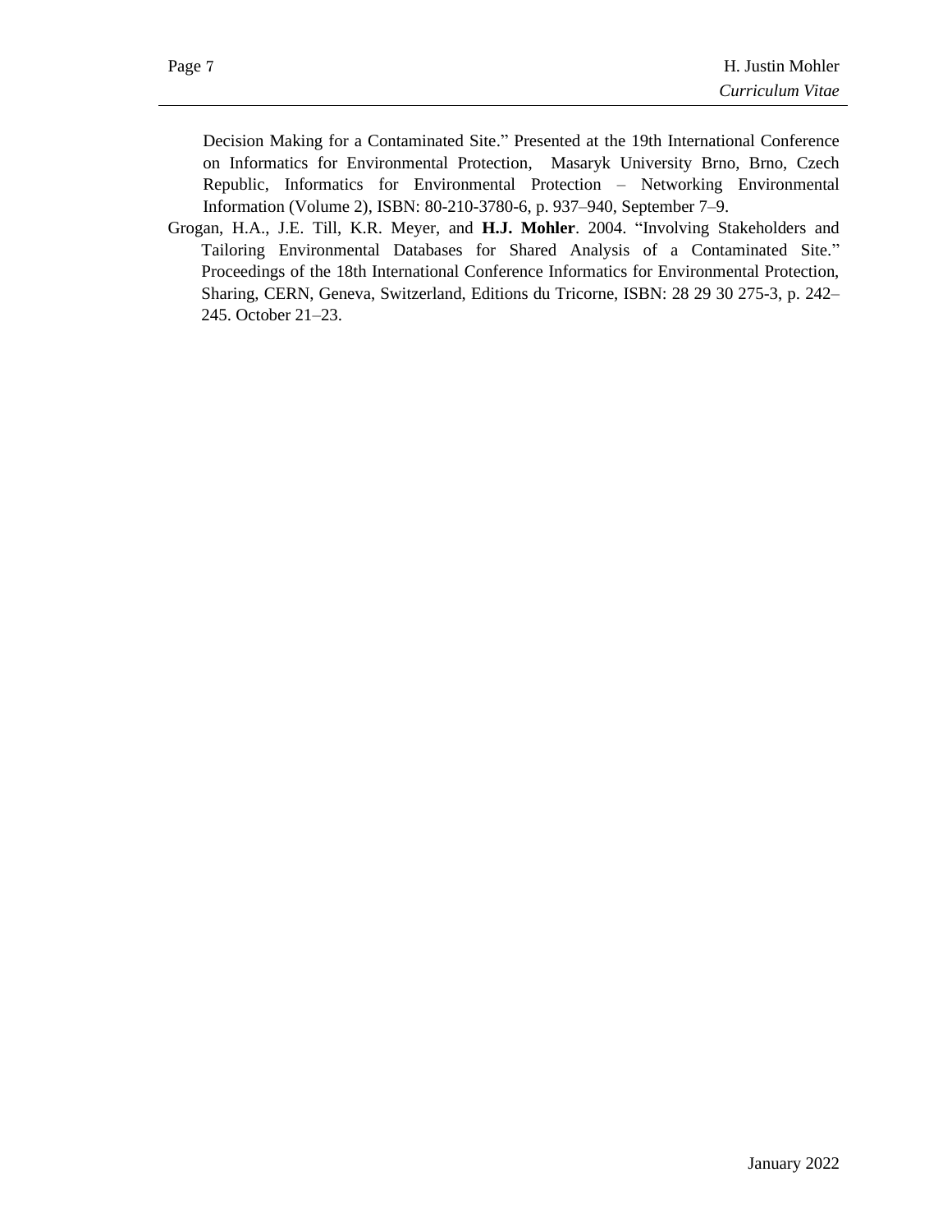Decision Making for a Contaminated Site." Presented at the 19th International Conference on Informatics for Environmental Protection, Masaryk University Brno, Brno, Czech Republic, Informatics for Environmental Protection – Networking Environmental Information (Volume 2), ISBN: 80-210-3780-6, p. 937–940, September 7–9.

Grogan, H.A., J.E. Till, K.R. Meyer, and **H.J. Mohler**. 2004. "Involving Stakeholders and Tailoring Environmental Databases for Shared Analysis of a Contaminated Site." Proceedings of the 18th International Conference Informatics for Environmental Protection, Sharing, CERN, Geneva, Switzerland, Editions du Tricorne, ISBN: 28 29 30 275-3, p. 242–245. October 21–23.